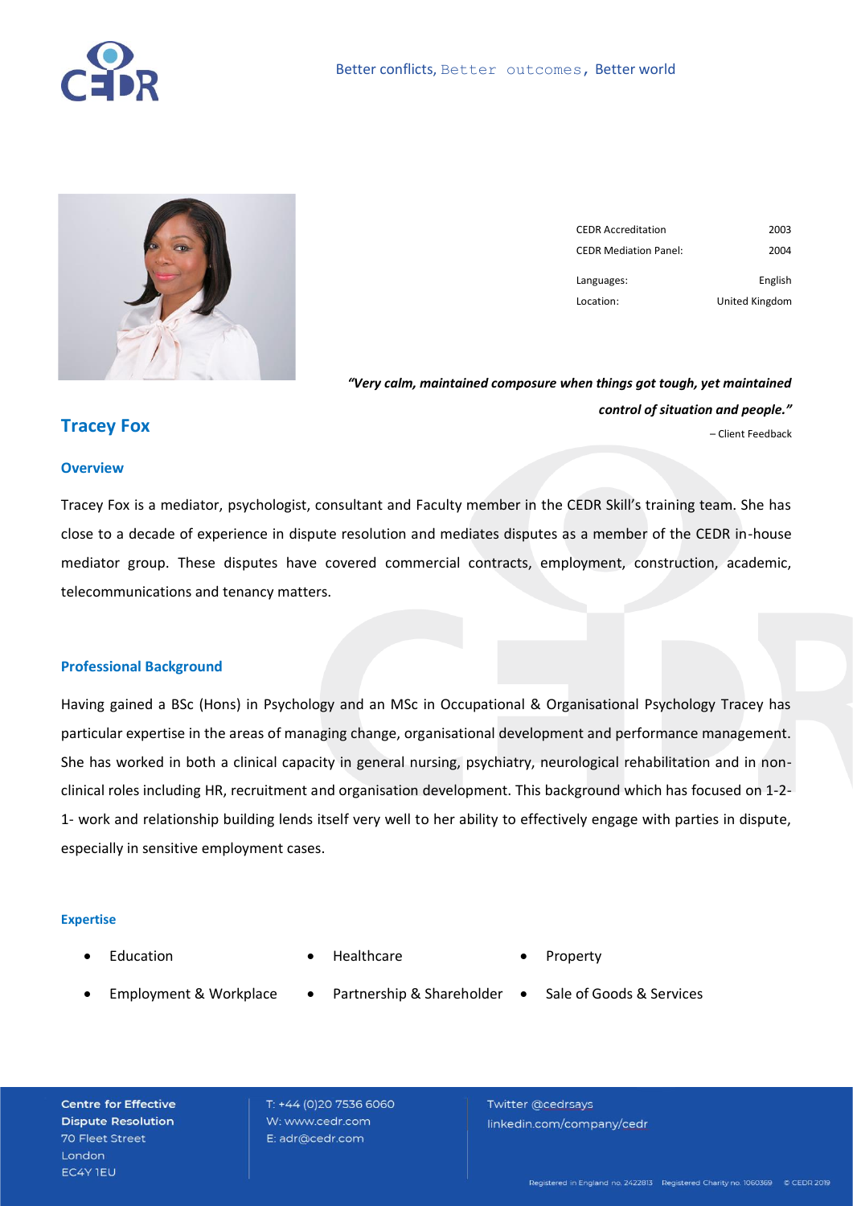Better conflicts, Better outcomes, Better world

| | |
|---|---|
| CEDR Accreditation | 2003 |
| CEDR Mediation Panel: | 2004 |
| Languages: | English |
| Location: | United Kingdom |

***"Very calm, maintained composure when things got tough, yet maintained control of situation and people."***

– Client Feedback

# Tracey Fox

## Overview

Tracey Fox is a mediator, psychologist, consultant and Faculty member in the CEDR Skill's training team. She has close to a decade of experience in dispute resolution and mediates disputes as a member of the CEDR in-house mediator group. These disputes have covered commercial contracts, employment, construction, academic, telecommunications and tenancy matters.

## Professional Background

Having gained a BSc (Hons) in Psychology and an MSc in Occupational & Organisational Psychology Tracey has particular expertise in the areas of managing change, organisational development and performance management. She has worked in both a clinical capacity in general nursing, psychiatry, neurological rehabilitation and in non-clinical roles including HR, recruitment and organisation development. This background which has focused on 1-2-1- work and relationship building lends itself very well to her ability to effectively engage with parties in dispute, especially in sensitive employment cases.

### Expertise

- Education
- Healthcare
- Property
- Employment & Workplace
- Partnership & Shareholder
- Sale of Goods & Services

**Centre for Effective Dispute Resolution**
70 Fleet Street
London
EC4Y 1EU

T: +44 (0)20 7536 6060
W: www.cedr.com
E: adr@cedr.com

Twitter @cedrsays
linkedin.com/company/cedr

Registered in England no. 2422813 Registered Charity no. 1060369 © CEDR 2019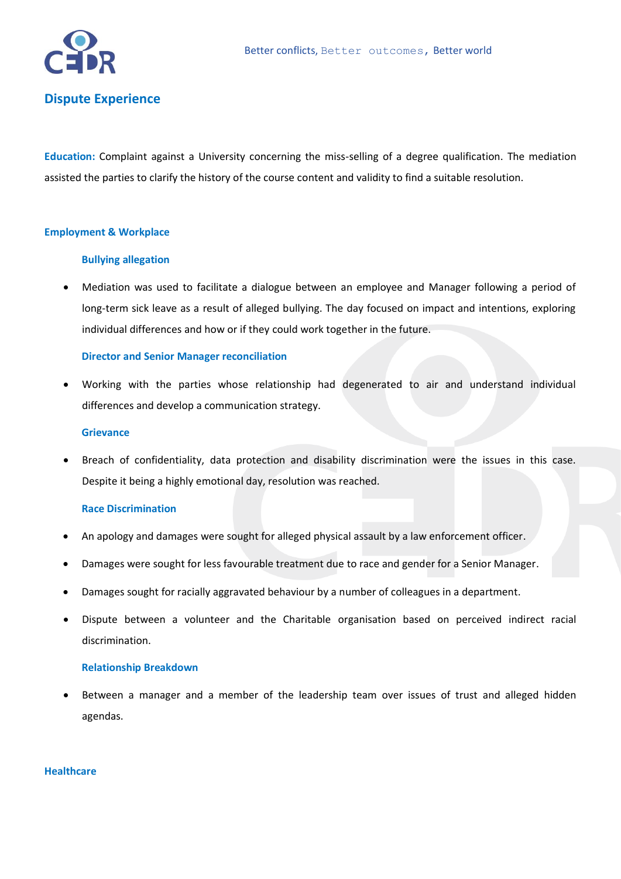## Dispute Experience

**Education:** Complaint against a University concerning the miss-selling of a degree qualification. The mediation assisted the parties to clarify the history of the course content and validity to find a suitable resolution.

### Employment & Workplace

#### Bullying allegation

- Mediation was used to facilitate a dialogue between an employee and Manager following a period of long-term sick leave as a result of alleged bullying. The day focused on impact and intentions, exploring individual differences and how or if they could work together in the future.

#### Director and Senior Manager reconciliation

- Working with the parties whose relationship had degenerated to air and understand individual differences and develop a communication strategy.

#### Grievance

- Breach of confidentiality, data protection and disability discrimination were the issues in this case. Despite it being a highly emotional day, resolution was reached.

#### Race Discrimination

- An apology and damages were sought for alleged physical assault by a law enforcement officer.
- Damages were sought for less favourable treatment due to race and gender for a Senior Manager.
- Damages sought for racially aggravated behaviour by a number of colleagues in a department.
- Dispute between a volunteer and the Charitable organisation based on perceived indirect racial discrimination.

#### Relationship Breakdown

- Between a manager and a member of the leadership team over issues of trust and alleged hidden agendas.

### Healthcare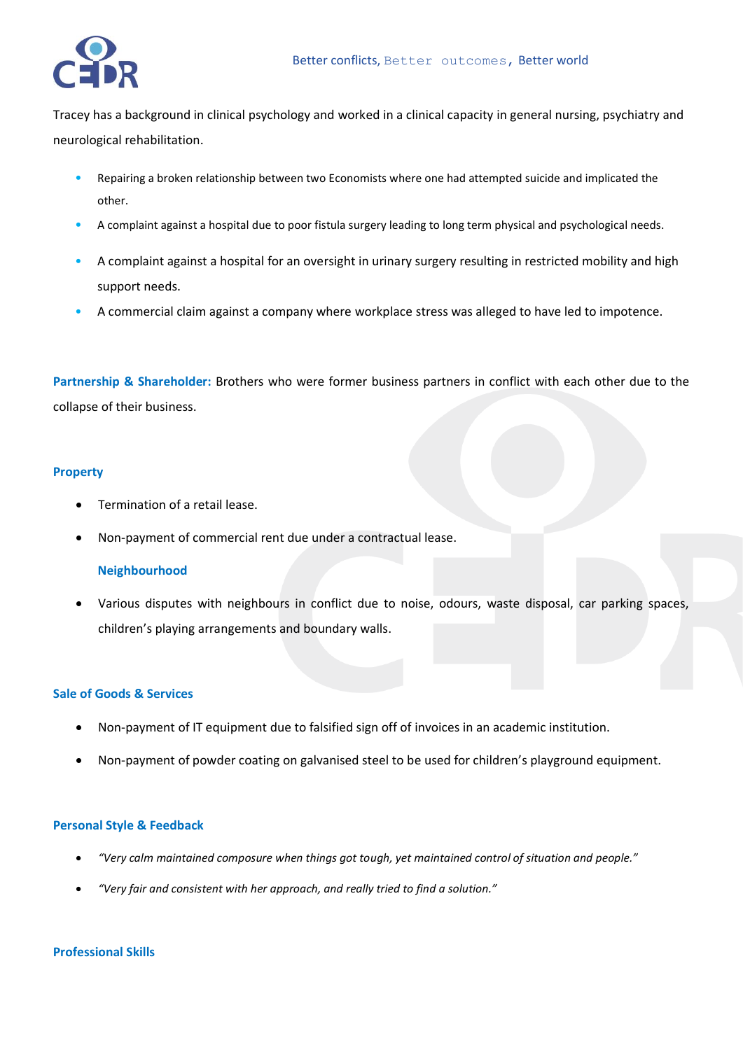Tracey has a background in clinical psychology and worked in a clinical capacity in general nursing, psychiatry and neurological rehabilitation.

- Repairing a broken relationship between two Economists where one had attempted suicide and implicated the other.
- A complaint against a hospital due to poor fistula surgery leading to long term physical and psychological needs.
- A complaint against a hospital for an oversight in urinary surgery resulting in restricted mobility and high support needs.
- A commercial claim against a company where workplace stress was alleged to have led to impotence.

**Partnership & Shareholder:** Brothers who were former business partners in conflict with each other due to the collapse of their business.

### Property

- Termination of a retail lease.
- Non-payment of commercial rent due under a contractual lease.

### Neighbourhood

- Various disputes with neighbours in conflict due to noise, odours, waste disposal, car parking spaces, children's playing arrangements and boundary walls.

### Sale of Goods & Services

- Non-payment of IT equipment due to falsified sign off of invoices in an academic institution.
- Non-payment of powder coating on galvanised steel to be used for children's playground equipment.

### Personal Style & Feedback

- *"Very calm maintained composure when things got tough, yet maintained control of situation and people."*
- *"Very fair and consistent with her approach, and really tried to find a solution."*

### Professional Skills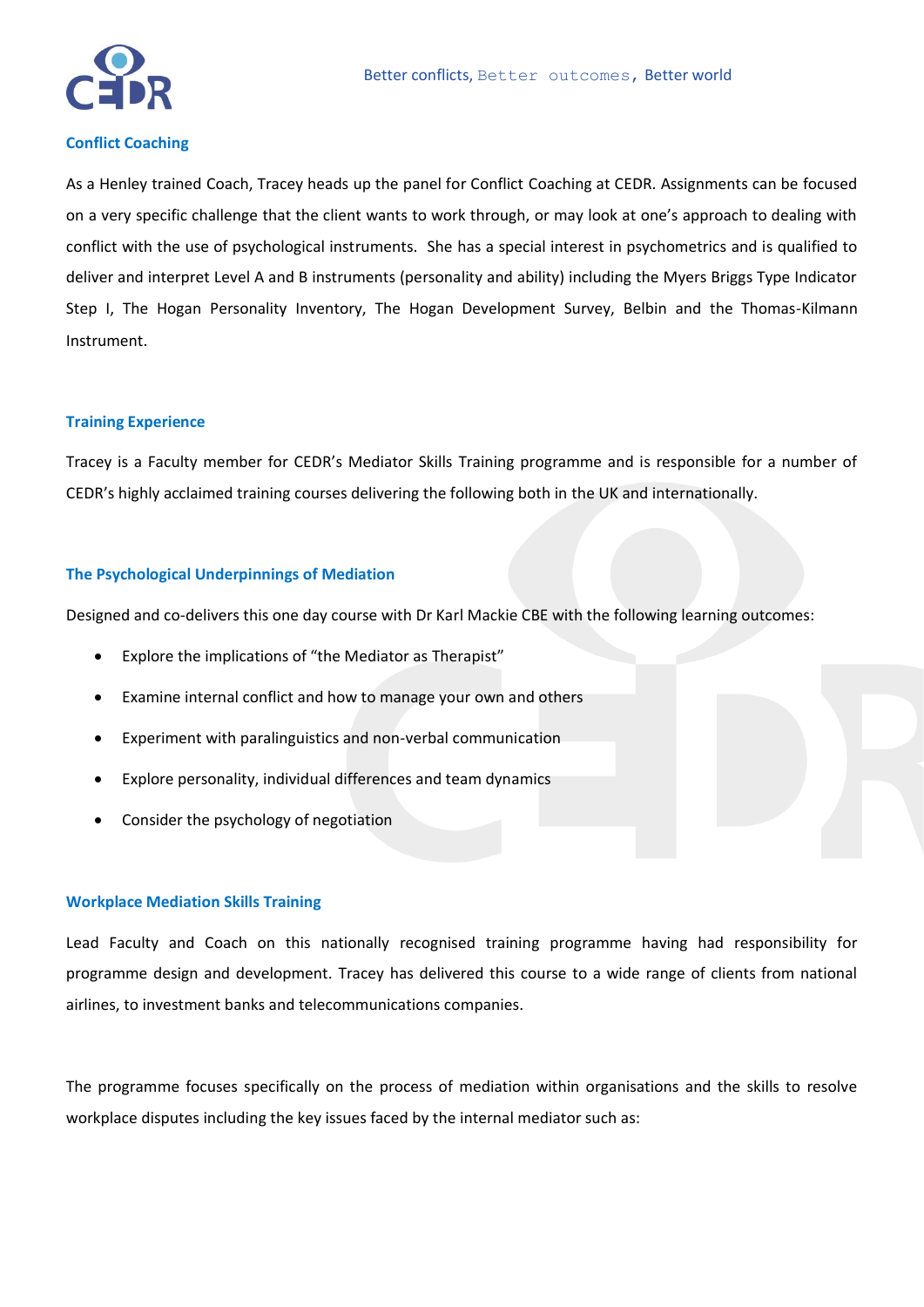## Conflict Coaching

As a Henley trained Coach, Tracey heads up the panel for Conflict Coaching at CEDR. Assignments can be focused on a very specific challenge that the client wants to work through, or may look at one's approach to dealing with conflict with the use of psychological instruments. She has a special interest in psychometrics and is qualified to deliver and interpret Level A and B instruments (personality and ability) including the Myers Briggs Type Indicator Step I, The Hogan Personality Inventory, The Hogan Development Survey, Belbin and the Thomas-Kilmann Instrument.

## Training Experience

Tracey is a Faculty member for CEDR's Mediator Skills Training programme and is responsible for a number of CEDR's highly acclaimed training courses delivering the following both in the UK and internationally.

### The Psychological Underpinnings of Mediation

Designed and co-delivers this one day course with Dr Karl Mackie CBE with the following learning outcomes:

- Explore the implications of "the Mediator as Therapist"
- Examine internal conflict and how to manage your own and others
- Experiment with paralinguistics and non-verbal communication
- Explore personality, individual differences and team dynamics
- Consider the psychology of negotiation

### Workplace Mediation Skills Training

Lead Faculty and Coach on this nationally recognised training programme having had responsibility for programme design and development. Tracey has delivered this course to a wide range of clients from national airlines, to investment banks and telecommunications companies.

The programme focuses specifically on the process of mediation within organisations and the skills to resolve workplace disputes including the key issues faced by the internal mediator such as: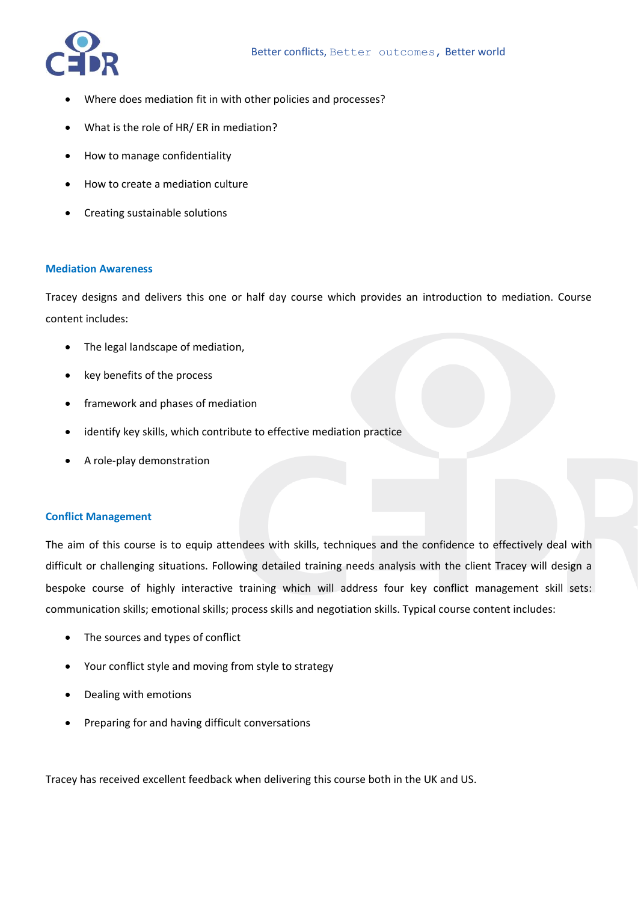- Where does mediation fit in with other policies and processes?
- What is the role of HR/ ER in mediation?
- How to manage confidentiality
- How to create a mediation culture
- Creating sustainable solutions

### Mediation Awareness

Tracey designs and delivers this one or half day course which provides an introduction to mediation. Course content includes:

- The legal landscape of mediation,
- key benefits of the process
- framework and phases of mediation
- identify key skills, which contribute to effective mediation practice
- A role-play demonstration

### Conflict Management

The aim of this course is to equip attendees with skills, techniques and the confidence to effectively deal with difficult or challenging situations. Following detailed training needs analysis with the client Tracey will design a bespoke course of highly interactive training which will address four key conflict management skill sets: communication skills; emotional skills; process skills and negotiation skills. Typical course content includes:

- The sources and types of conflict
- Your conflict style and moving from style to strategy
- Dealing with emotions
- Preparing for and having difficult conversations

Tracey has received excellent feedback when delivering this course both in the UK and US.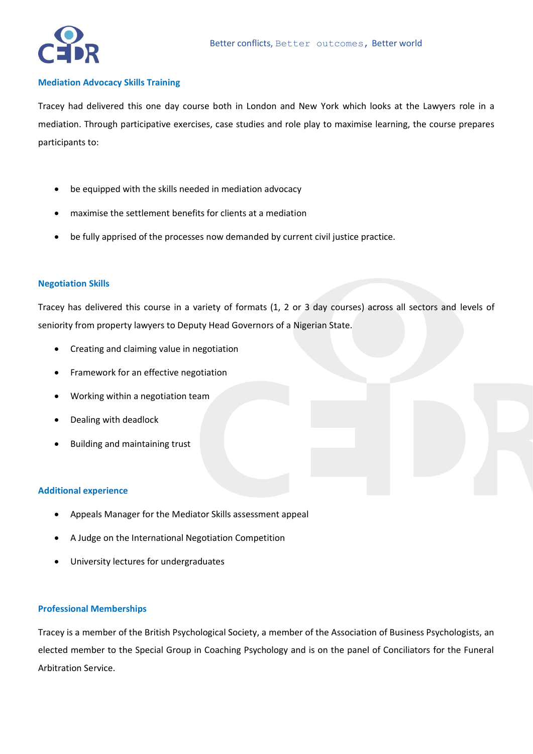### Mediation Advocacy Skills Training

Tracey had delivered this one day course both in London and New York which looks at the Lawyers role in a mediation. Through participative exercises, case studies and role play to maximise learning, the course prepares participants to:

- be equipped with the skills needed in mediation advocacy
- maximise the settlement benefits for clients at a mediation
- be fully apprised of the processes now demanded by current civil justice practice.

### Negotiation Skills

Tracey has delivered this course in a variety of formats (1, 2 or 3 day courses) across all sectors and levels of seniority from property lawyers to Deputy Head Governors of a Nigerian State.

- Creating and claiming value in negotiation
- Framework for an effective negotiation
- Working within a negotiation team
- Dealing with deadlock
- Building and maintaining trust

### Additional experience

- Appeals Manager for the Mediator Skills assessment appeal
- A Judge on the International Negotiation Competition
- University lectures for undergraduates

### Professional Memberships

Tracey is a member of the British Psychological Society, a member of the Association of Business Psychologists, an elected member to the Special Group in Coaching Psychology and is on the panel of Conciliators for the Funeral Arbitration Service.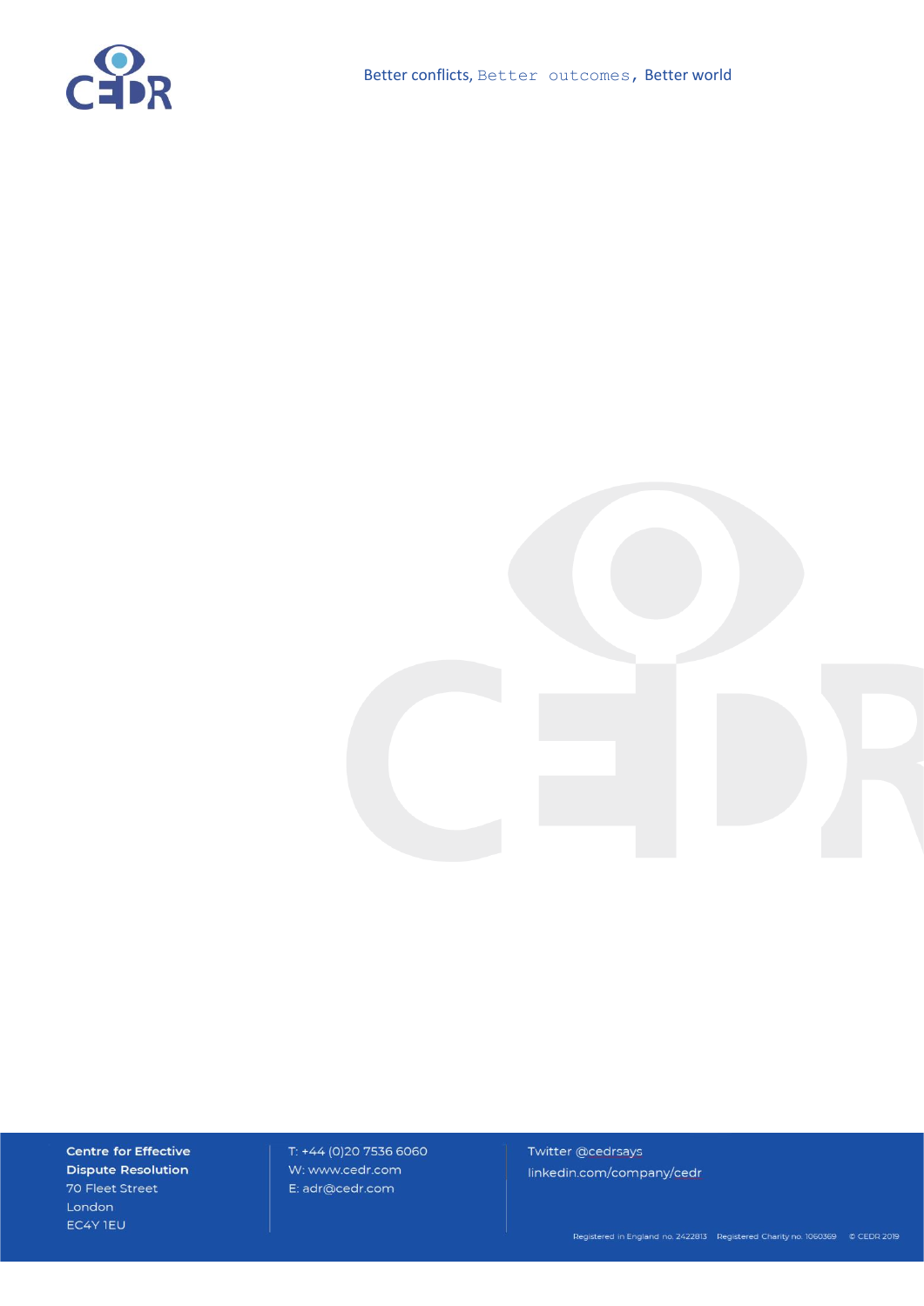Better conflicts, Better outcomes, Better world

**Centre for Effective Dispute Resolution**
70 Fleet Street
London
EC4Y 1EU

T: +44 (0)20 7536 6060
W: www.cedr.com
E: adr@cedr.com

Twitter @cedrsays
linkedin.com/company/cedr

Registered in England no. 2422813 Registered Charity no. 1060369 © CEDR 2019